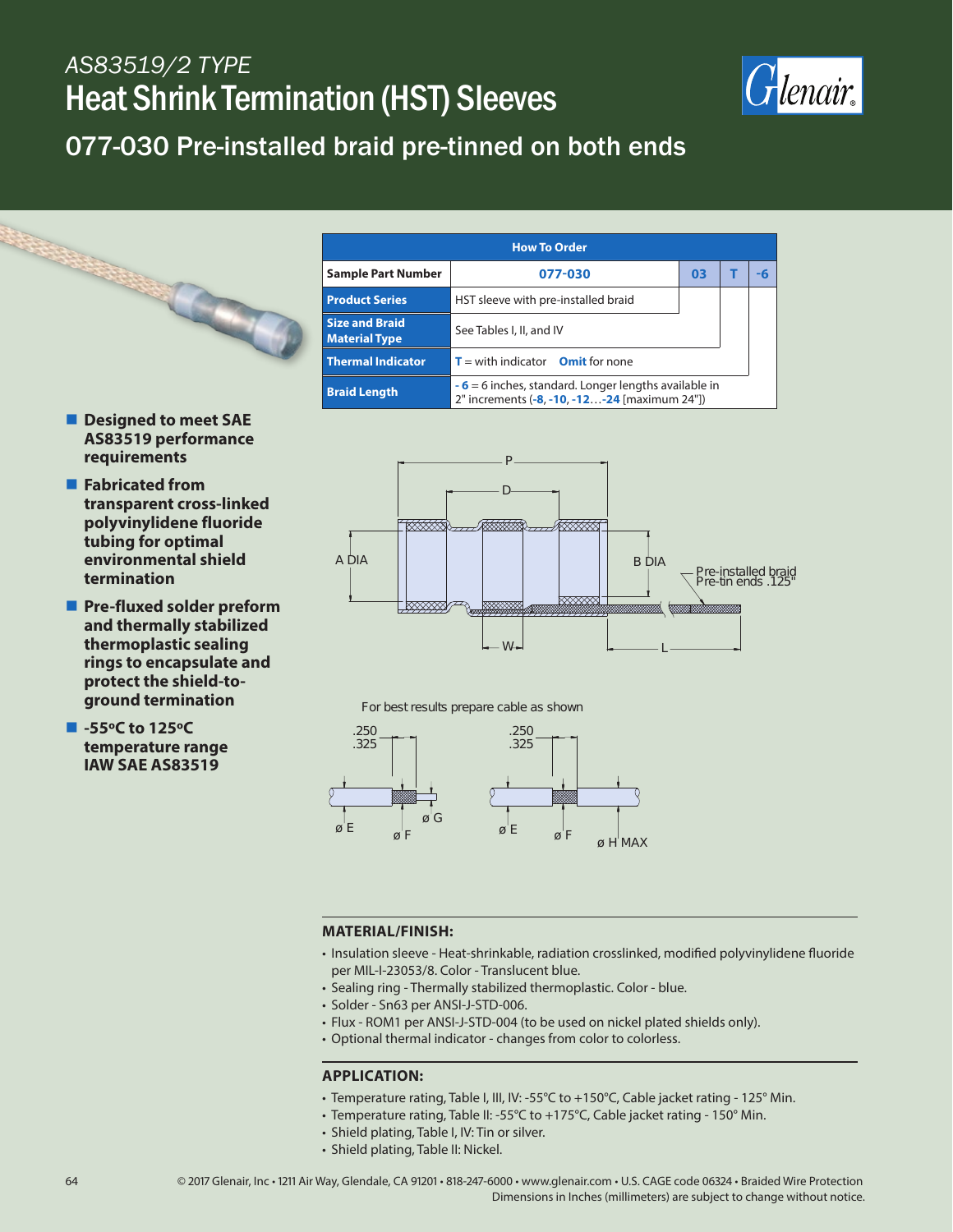*AS83519/2 TYPE*

# Heat Shrink Termination (HST) Sleeves

## 077-030 Pre-installed braid pre-tinned on both ends

| How To Order | | | | |
|---|---|---|---|---|
| **Sample Part Number** | **077-030** | **03** | **T** | **-6** |
| **Product Series** | HST sleeve with pre-installed braid | | | |
| **Size and Braid Material Type** | See Tables I, II, and IV | | | |
| **Thermal Indicator** | **T** = with indicator **Omit** for none | | | |
| **Braid Length** | **- 6** = 6 inches, standard. Longer lengths available in 2" increments (**-8**, **-10**, **-12**…**-24** [maximum 24"]) | | | |

- **Designed to meet SAE AS83519 performance requirements**
- **Fabricated from transparent cross-linked polyvinylidene fluoride tubing for optimal environmental shield termination**
- **Pre-fluxed solder preform and thermally stabilized thermoplastic sealing rings to encapsulate and protect the shield-to-ground termination**
- **-55ºC to 125ºC temperature range IAW SAE AS83519**

P, D, A DIA, B DIA, W, L

Pre-installed braid Pre-tin ends .125"

For best results prepare cable as shown

.250 .325 ø E ø F ø G

.250 .325 ø E ø F ø H MAX

### MATERIAL/FINISH:

- Insulation sleeve - Heat-shrinkable, radiation crosslinked, modified polyvinylidene fluoride per MIL-I-23053/8. Color - Translucent blue.
- Sealing ring - Thermally stabilized thermoplastic. Color - blue.
- Solder - Sn63 per ANSI-J-STD-006.
- Flux - ROM1 per ANSI-J-STD-004 (to be used on nickel plated shields only).
- Optional thermal indicator - changes from color to colorless.

### APPLICATION:

- Temperature rating, Table I, III, IV: -55°C to +150°C, Cable jacket rating - 125° Min.
- Temperature rating, Table II: -55°C to +175°C, Cable jacket rating - 150° Min.
- Shield plating, Table I, IV: Tin or silver.
- Shield plating, Table II: Nickel.

Dimensions in Inches (millimeters) are subject to change without notice.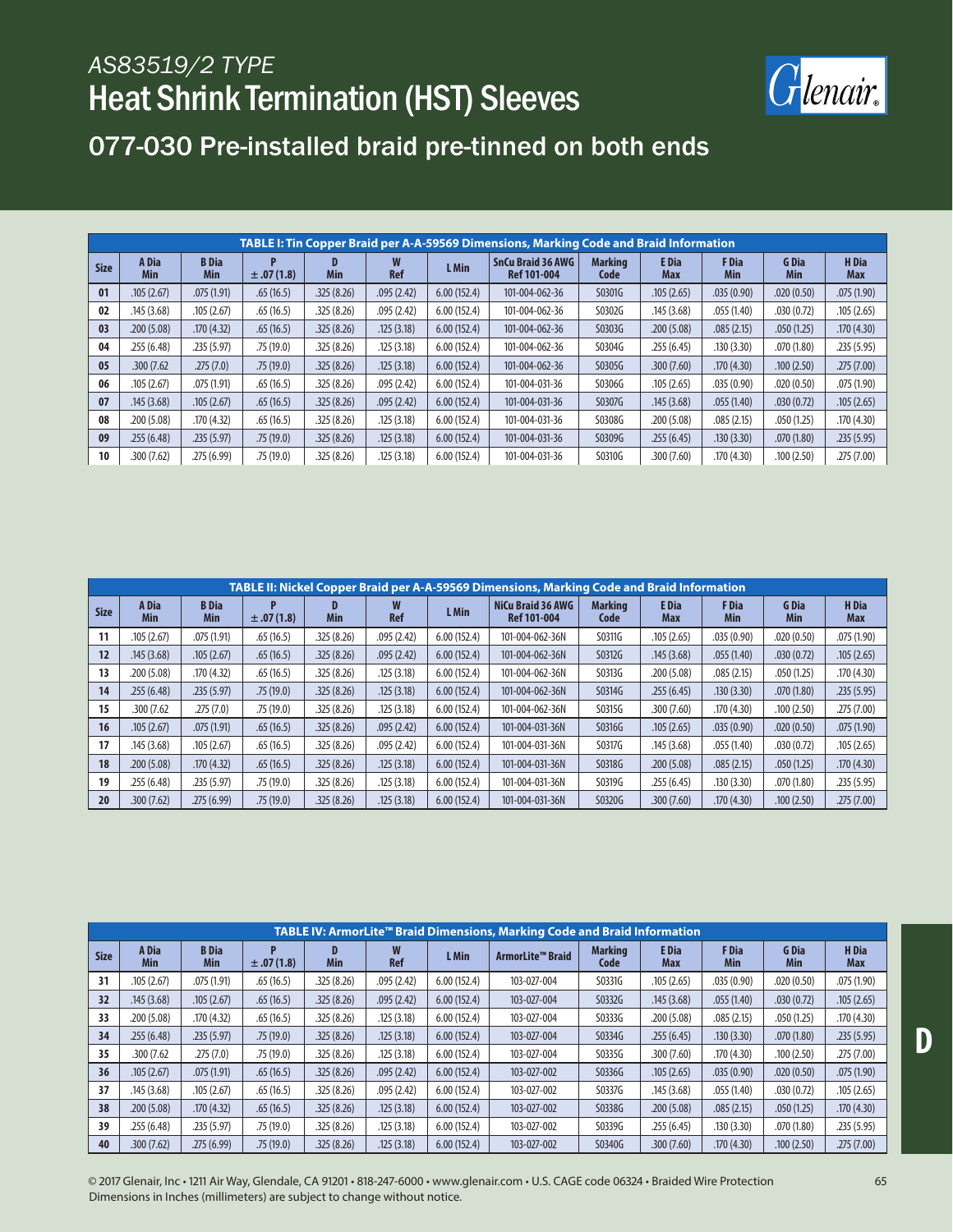*AS83519/2 TYPE*

# Heat Shrink Termination (HST) Sleeves

## 077-030 Pre-installed braid pre-tinned on both ends

| TABLE I: Tin Copper Braid per A-A-59569 Dimensions, Marking Code and Braid Information | | | | | | | | | | | | |
|---|---|---|---|---|---|---|---|---|---|---|---|---|
| **Size** | **A Dia Min** | **B Dia Min** | **P ± .07 (1.8)** | **D Min** | **W Ref** | **L Min** | **SnCu Braid 36 AWG Ref 101-004** | **Marking Code** | **E Dia Max** | **F Dia Min** | **G Dia Min** | **H Dia Max** |
| 01 | .105 (2.67) | .075 (1.91) | .65 (16.5) | .325 (8.26) | .095 (2.42) | 6.00 (152.4) | 101-004-062-36 | S0301G | .105 (2.65) | .035 (0.90) | .020 (0.50) | .075 (1.90) |
| 02 | .145 (3.68) | .105 (2.67) | .65 (16.5) | .325 (8.26) | .095 (2.42) | 6.00 (152.4) | 101-004-062-36 | S0302G | .145 (3.68) | .055 (1.40) | .030 (0.72) | .105 (2.65) |
| 03 | .200 (5.08) | .170 (4.32) | .65 (16.5) | .325 (8.26) | .125 (3.18) | 6.00 (152.4) | 101-004-062-36 | S0303G | .200 (5.08) | .085 (2.15) | .050 (1.25) | .170 (4.30) |
| 04 | .255 (6.48) | .235 (5.97) | .75 (19.0) | .325 (8.26) | .125 (3.18) | 6.00 (152.4) | 101-004-062-36 | S0304G | .255 (6.45) | .130 (3.30) | .070 (1.80) | .235 (5.95) |
| 05 | .300 (7.62 | .275 (7.0) | .75 (19.0) | .325 (8.26) | .125 (3.18) | 6.00 (152.4) | 101-004-062-36 | S0305G | .300 (7.60) | .170 (4.30) | .100 (2.50) | .275 (7.00) |
| 06 | .105 (2.67) | .075 (1.91) | .65 (16.5) | .325 (8.26) | .095 (2.42) | 6.00 (152.4) | 101-004-031-36 | S0306G | .105 (2.65) | .035 (0.90) | .020 (0.50) | .075 (1.90) |
| 07 | .145 (3.68) | .105 (2.67) | .65 (16.5) | .325 (8.26) | .095 (2.42) | 6.00 (152.4) | 101-004-031-36 | S0307G | .145 (3.68) | .055 (1.40) | .030 (0.72) | .105 (2.65) |
| 08 | .200 (5.08) | .170 (4.32) | .65 (16.5) | .325 (8.26) | .125 (3.18) | 6.00 (152.4) | 101-004-031-36 | S0308G | .200 (5.08) | .085 (2.15) | .050 (1.25) | .170 (4.30) |
| 09 | .255 (6.48) | .235 (5.97) | .75 (19.0) | .325 (8.26) | .125 (3.18) | 6.00 (152.4) | 101-004-031-36 | S0309G | .255 (6.45) | .130 (3.30) | .070 (1.80) | .235 (5.95) |
| 10 | .300 (7.62) | .275 (6.99) | .75 (19.0) | .325 (8.26) | .125 (3.18) | 6.00 (152.4) | 101-004-031-36 | S0310G | .300 (7.60) | .170 (4.30) | .100 (2.50) | .275 (7.00) |

| TABLE II: Nickel Copper Braid per A-A-59569 Dimensions, Marking Code and Braid Information | | | | | | | | | | | | |
|---|---|---|---|---|---|---|---|---|---|---|---|---|
| **Size** | **A Dia Min** | **B Dia Min** | **P ± .07 (1.8)** | **D Min** | **W Ref** | **L Min** | **NiCu Braid 36 AWG Ref 101-004** | **Marking Code** | **E Dia Max** | **F Dia Min** | **G Dia Min** | **H Dia Max** |
| 11 | .105 (2.67) | .075 (1.91) | .65 (16.5) | .325 (8.26) | .095 (2.42) | 6.00 (152.4) | 101-004-062-36N | S0311G | .105 (2.65) | .035 (0.90) | .020 (0.50) | .075 (1.90) |
| 12 | .145 (3.68) | .105 (2.67) | .65 (16.5) | .325 (8.26) | .095 (2.42) | 6.00 (152.4) | 101-004-062-36N | S0312G | .145 (3.68) | .055 (1.40) | .030 (0.72) | .105 (2.65) |
| 13 | .200 (5.08) | .170 (4.32) | .65 (16.5) | .325 (8.26) | .125 (3.18) | 6.00 (152.4) | 101-004-062-36N | S0313G | .200 (5.08) | .085 (2.15) | .050 (1.25) | .170 (4.30) |
| 14 | .255 (6.48) | .235 (5.97) | .75 (19.0) | .325 (8.26) | .125 (3.18) | 6.00 (152.4) | 101-004-062-36N | S0314G | .255 (6.45) | .130 (3.30) | .070 (1.80) | .235 (5.95) |
| 15 | .300 (7.62 | .275 (7.0) | .75 (19.0) | .325 (8.26) | .125 (3.18) | 6.00 (152.4) | 101-004-062-36N | S0315G | .300 (7.60) | .170 (4.30) | .100 (2.50) | .275 (7.00) |
| 16 | .105 (2.67) | .075 (1.91) | .65 (16.5) | .325 (8.26) | .095 (2.42) | 6.00 (152.4) | 101-004-031-36N | S0316G | .105 (2.65) | .035 (0.90) | .020 (0.50) | .075 (1.90) |
| 17 | .145 (3.68) | .105 (2.67) | .65 (16.5) | .325 (8.26) | .095 (2.42) | 6.00 (152.4) | 101-004-031-36N | S0317G | .145 (3.68) | .055 (1.40) | .030 (0.72) | .105 (2.65) |
| 18 | .200 (5.08) | .170 (4.32) | .65 (16.5) | .325 (8.26) | .125 (3.18) | 6.00 (152.4) | 101-004-031-36N | S0318G | .200 (5.08) | .085 (2.15) | .050 (1.25) | .170 (4.30) |
| 19 | .255 (6.48) | .235 (5.97) | .75 (19.0) | .325 (8.26) | .125 (3.18) | 6.00 (152.4) | 101-004-031-36N | S0319G | .255 (6.45) | .130 (3.30) | .070 (1.80) | .235 (5.95) |
| 20 | .300 (7.62) | .275 (6.99) | .75 (19.0) | .325 (8.26) | .125 (3.18) | 6.00 (152.4) | 101-004-031-36N | S0320G | .300 (7.60) | .170 (4.30) | .100 (2.50) | .275 (7.00) |

| TABLE IV: ArmorLite™ Braid Dimensions, Marking Code and Braid Information | | | | | | | | | | | | |
|---|---|---|---|---|---|---|---|---|---|---|---|---|
| **Size** | **A Dia Min** | **B Dia Min** | **P ± .07 (1.8)** | **D Min** | **W Ref** | **L Min** | **ArmorLite™ Braid** | **Marking Code** | **E Dia Max** | **F Dia Min** | **G Dia Min** | **H Dia Max** |
| 31 | .105 (2.67) | .075 (1.91) | .65 (16.5) | .325 (8.26) | .095 (2.42) | 6.00 (152.4) | 103-027-004 | S0331G | .105 (2.65) | .035 (0.90) | .020 (0.50) | .075 (1.90) |
| 32 | .145 (3.68) | .105 (2.67) | .65 (16.5) | .325 (8.26) | .095 (2.42) | 6.00 (152.4) | 103-027-004 | S0332G | .145 (3.68) | .055 (1.40) | .030 (0.72) | .105 (2.65) |
| 33 | .200 (5.08) | .170 (4.32) | .65 (16.5) | .325 (8.26) | .125 (3.18) | 6.00 (152.4) | 103-027-004 | S0333G | .200 (5.08) | .085 (2.15) | .050 (1.25) | .170 (4.30) |
| 34 | .255 (6.48) | .235 (5.97) | .75 (19.0) | .325 (8.26) | .125 (3.18) | 6.00 (152.4) | 103-027-004 | S0334G | .255 (6.45) | .130 (3.30) | .070 (1.80) | .235 (5.95) |
| 35 | .300 (7.62 | .275 (7.0) | .75 (19.0) | .325 (8.26) | .125 (3.18) | 6.00 (152.4) | 103-027-004 | S0335G | .300 (7.60) | .170 (4.30) | .100 (2.50) | .275 (7.00) |
| 36 | .105 (2.67) | .075 (1.91) | .65 (16.5) | .325 (8.26) | .095 (2.42) | 6.00 (152.4) | 103-027-002 | S0336G | .105 (2.65) | .035 (0.90) | .020 (0.50) | .075 (1.90) |
| 37 | .145 (3.68) | .105 (2.67) | .65 (16.5) | .325 (8.26) | .095 (2.42) | 6.00 (152.4) | 103-027-002 | S0337G | .145 (3.68) | .055 (1.40) | .030 (0.72) | .105 (2.65) |
| 38 | .200 (5.08) | .170 (4.32) | .65 (16.5) | .325 (8.26) | .125 (3.18) | 6.00 (152.4) | 103-027-002 | S0338G | .200 (5.08) | .085 (2.15) | .050 (1.25) | .170 (4.30) |
| 39 | .255 (6.48) | .235 (5.97) | .75 (19.0) | .325 (8.26) | .125 (3.18) | 6.00 (152.4) | 103-027-002 | S0339G | .255 (6.45) | .130 (3.30) | .070 (1.80) | .235 (5.95) |
| 40 | .300 (7.62) | .275 (6.99) | .75 (19.0) | .325 (8.26) | .125 (3.18) | 6.00 (152.4) | 103-027-002 | S0340G | .300 (7.60) | .170 (4.30) | .100 (2.50) | .275 (7.00) |

© 2017 Glenair, Inc • 1211 Air Way, Glendale, CA 91201 • 818-247-6000 • www.glenair.com • U.S. CAGE code 06324 • Braided Wire Protection
Dimensions in Inches (millimeters) are subject to change without notice.